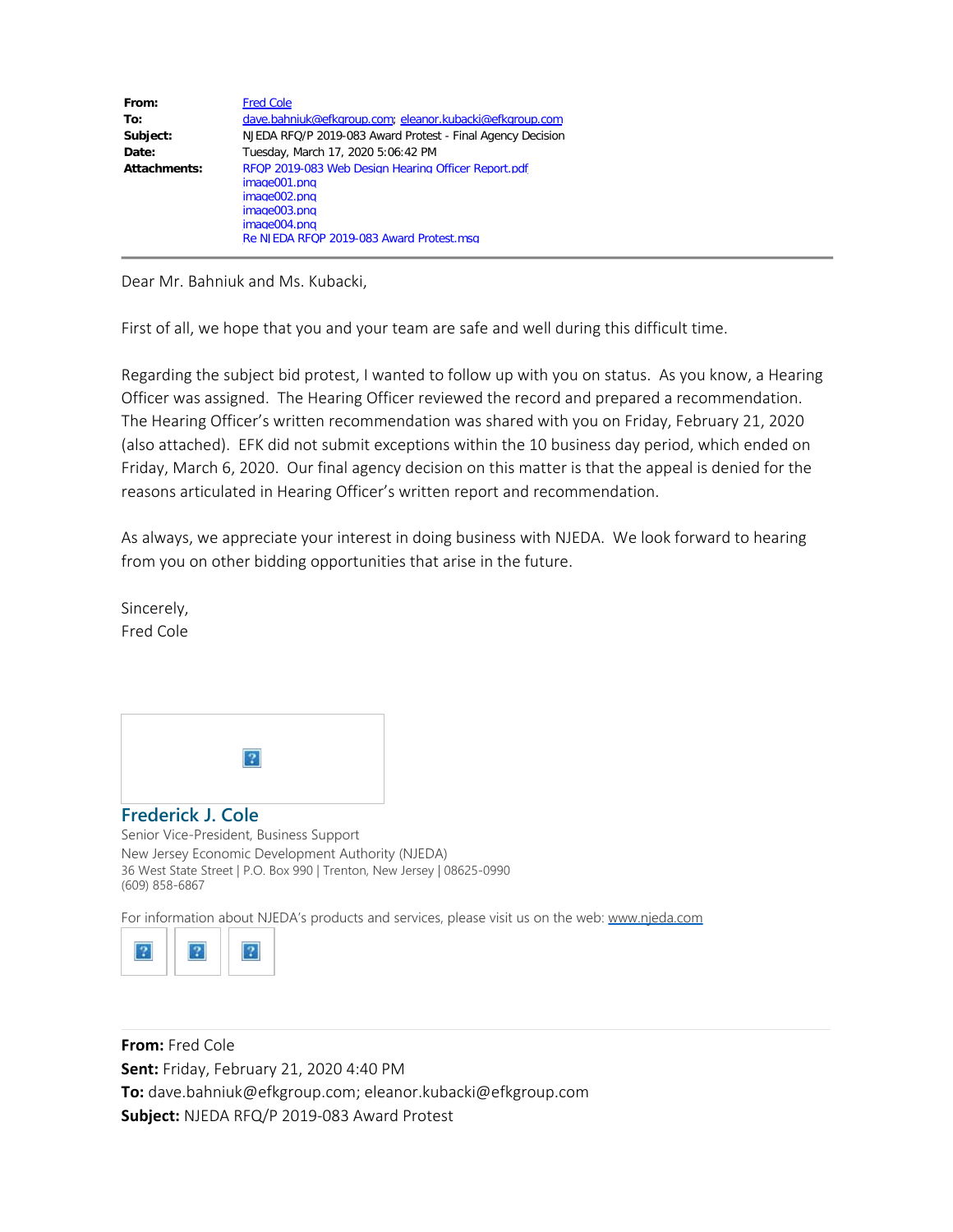| | |
|---|---|
| **From:** | Fred Cole |
| **To:** | dave.bahniuk@efkgroup.com; eleanor.kubacki@efkgroup.com |
| **Subject:** | NJEDA RFQ/P 2019-083 Award Protest - Final Agency Decision |
| **Date:** | Tuesday, March 17, 2020 5:06:42 PM |
| **Attachments:** | RFQP 2019-083 Web Design Hearing Officer Report.pdf<br>image001.png<br>image002.png<br>image003.png<br>image004.png<br>Re NJEDA RFQP 2019-083 Award Protest.msg |

Dear Mr. Bahniuk and Ms. Kubacki,

First of all, we hope that you and your team are safe and well during this difficult time.

Regarding the subject bid protest, I wanted to follow up with you on status. As you know, a Hearing Officer was assigned. The Hearing Officer reviewed the record and prepared a recommendation. The Hearing Officer's written recommendation was shared with you on Friday, February 21, 2020 (also attached). EFK did not submit exceptions within the 10 business day period, which ended on Friday, March 6, 2020. Our final agency decision on this matter is that the appeal is denied for the reasons articulated in Hearing Officer's written report and recommendation.

As always, we appreciate your interest in doing business with NJEDA. We look forward to hearing from you on other bidding opportunities that arise in the future.

Sincerely,
Fred Cole

**Frederick J. Cole**
Senior Vice-President, Business Support
New Jersey Economic Development Authority (NJEDA)
36 West State Street | P.O. Box 990 | Trenton, New Jersey | 08625-0990
(609) 858-6867

For information about NJEDA's products and services, please visit us on the web: www.njeda.com

---

**From:** Fred Cole
**Sent:** Friday, February 21, 2020 4:40 PM
**To:** dave.bahniuk@efkgroup.com; eleanor.kubacki@efkgroup.com
**Subject:** NJEDA RFQ/P 2019-083 Award Protest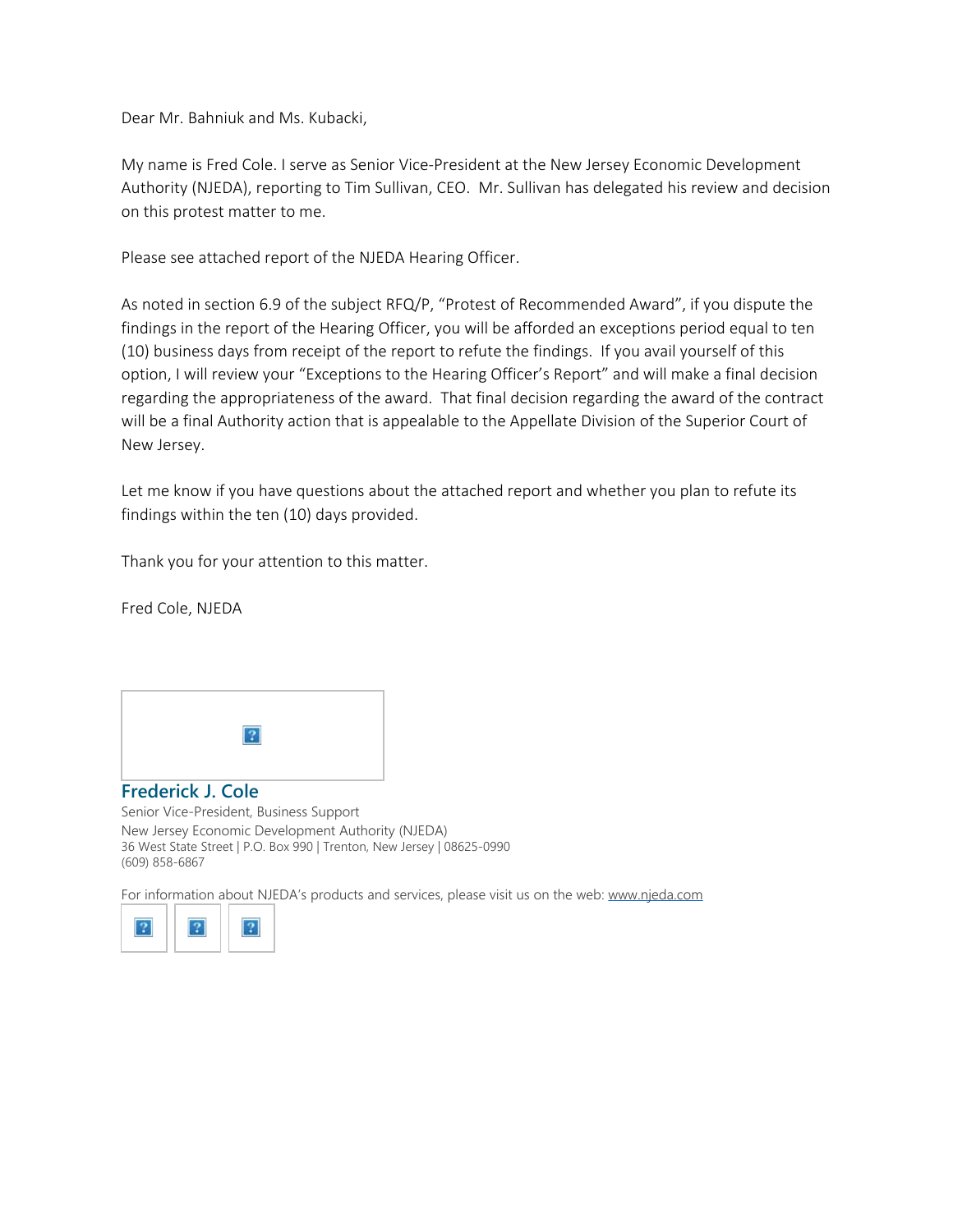Dear Mr. Bahniuk and Ms. Kubacki,

My name is Fred Cole. I serve as Senior Vice-President at the New Jersey Economic Development Authority (NJEDA), reporting to Tim Sullivan, CEO. Mr. Sullivan has delegated his review and decision on this protest matter to me.

Please see attached report of the NJEDA Hearing Officer.

As noted in section 6.9 of the subject RFQ/P, "Protest of Recommended Award", if you dispute the findings in the report of the Hearing Officer, you will be afforded an exceptions period equal to ten (10) business days from receipt of the report to refute the findings. If you avail yourself of this option, I will review your "Exceptions to the Hearing Officer's Report" and will make a final decision regarding the appropriateness of the award. That final decision regarding the award of the contract will be a final Authority action that is appealable to the Appellate Division of the Superior Court of New Jersey.

Let me know if you have questions about the attached report and whether you plan to refute its findings within the ten (10) days provided.

Thank you for your attention to this matter.

Fred Cole, NJEDA

**Frederick J. Cole**
Senior Vice-President, Business Support
New Jersey Economic Development Authority (NJEDA)
36 West State Street | P.O. Box 990 | Trenton, New Jersey | 08625-0990
(609) 858-6867

For information about NJEDA's products and services, please visit us on the web: www.njeda.com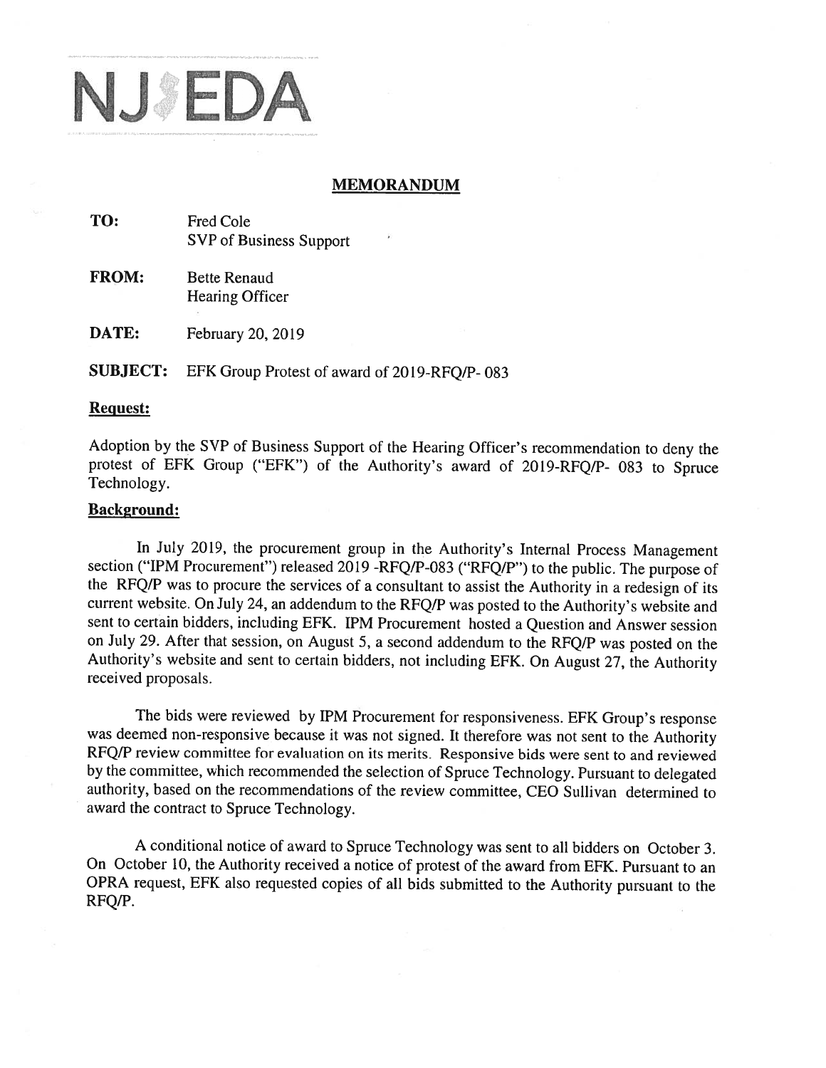NJ EDA

## MEMORANDUM

**TO:** Fred Cole
SVP of Business Support

**FROM:** Bette Renaud
Hearing Officer

**DATE:** February 20, 2019

**SUBJECT:** EFK Group Protest of award of 2019-RFQ/P- 083

**Request:**

Adoption by the SVP of Business Support of the Hearing Officer's recommendation to deny the protest of EFK Group ("EFK") of the Authority's award of 2019-RFQ/P- 083 to Spruce Technology.

**Background:**

In July 2019, the procurement group in the Authority's Internal Process Management section ("IPM Procurement") released 2019 -RFQ/P-083 ("RFQ/P") to the public. The purpose of the RFQ/P was to procure the services of a consultant to assist the Authority in a redesign of its current website. On July 24, an addendum to the RFQ/P was posted to the Authority's website and sent to certain bidders, including EFK. IPM Procurement hosted a Question and Answer session on July 29. After that session, on August 5, a second addendum to the RFQ/P was posted on the Authority's website and sent to certain bidders, not including EFK. On August 27, the Authority received proposals.

The bids were reviewed by IPM Procurement for responsiveness. EFK Group's response was deemed non-responsive because it was not signed. It therefore was not sent to the Authority RFQ/P review committee for evaluation on its merits. Responsive bids were sent to and reviewed by the committee, which recommended the selection of Spruce Technology. Pursuant to delegated authority, based on the recommendations of the review committee, CEO Sullivan determined to award the contract to Spruce Technology.

A conditional notice of award to Spruce Technology was sent to all bidders on October 3. On October 10, the Authority received a notice of protest of the award from EFK. Pursuant to an OPRA request, EFK also requested copies of all bids submitted to the Authority pursuant to the RFQ/P.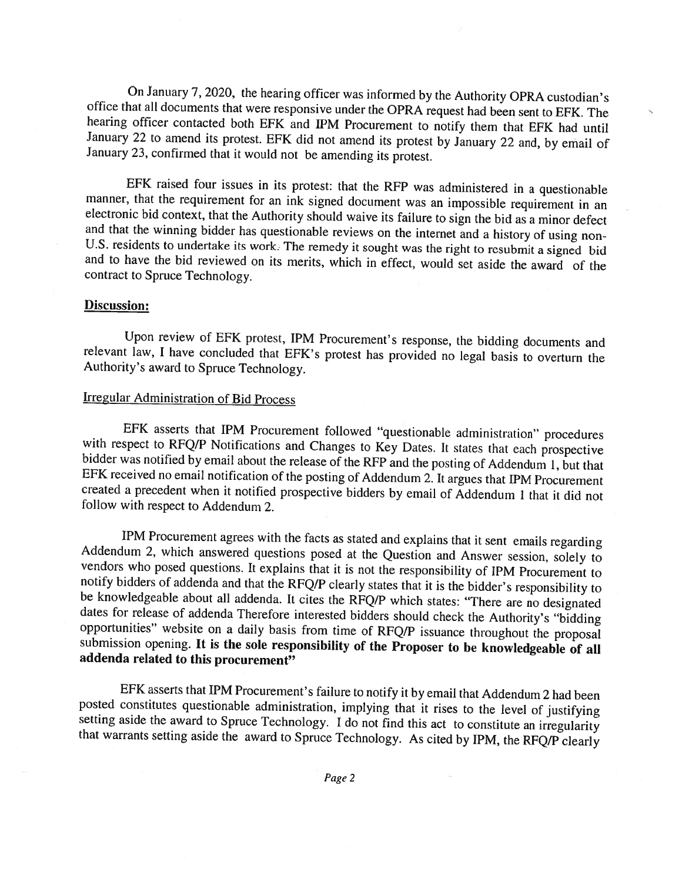On January 7, 2020, the hearing officer was informed by the Authority OPRA custodian's office that all documents that were responsive under the OPRA request had been sent to EFK. The hearing officer contacted both EFK and IPM Procurement to notify them that EFK had until January 22 to amend its protest. EFK did not amend its protest by January 22 and, by email of January 23, confirmed that it would not be amending its protest.

EFK raised four issues in its protest: that the RFP was administered in a questionable manner, that the requirement for an ink signed document was an impossible requirement in an electronic bid context, that the Authority should waive its failure to sign the bid as a minor defect and that the winning bidder has questionable reviews on the internet and a history of using non-U.S. residents to undertake its work. The remedy it sought was the right to resubmit a signed bid and to have the bid reviewed on its merits, which in effect, would set aside the award of the contract to Spruce Technology.

**Discussion:**

Upon review of EFK protest, IPM Procurement's response, the bidding documents and relevant law, I have concluded that EFK's protest has provided no legal basis to overturn the Authority's award to Spruce Technology.

Irregular Administration of Bid Process

EFK asserts that IPM Procurement followed "questionable administration" procedures with respect to RFQ/P Notifications and Changes to Key Dates. It states that each prospective bidder was notified by email about the release of the RFP and the posting of Addendum 1, but that EFK received no email notification of the posting of Addendum 2. It argues that IPM Procurement created a precedent when it notified prospective bidders by email of Addendum 1 that it did not follow with respect to Addendum 2.

IPM Procurement agrees with the facts as stated and explains that it sent emails regarding Addendum 2, which answered questions posed at the Question and Answer session, solely to vendors who posed questions. It explains that it is not the responsibility of IPM Procurement to notify bidders of addenda and that the RFQ/P clearly states that it is the bidder's responsibility to be knowledgeable about all addenda. It cites the RFQ/P which states: "There are no designated dates for release of addenda Therefore interested bidders should check the Authority's "bidding opportunities" website on a daily basis from time of RFQ/P issuance throughout the proposal submission opening. **It is the sole responsibility of the Proposer to be knowledgeable of all addenda related to this procurement"**

EFK asserts that IPM Procurement's failure to notify it by email that Addendum 2 had been posted constitutes questionable administration, implying that it rises to the level of justifying setting aside the award to Spruce Technology. I do not find this act to constitute an irregularity that warrants setting aside the award to Spruce Technology. As cited by IPM, the RFQ/P clearly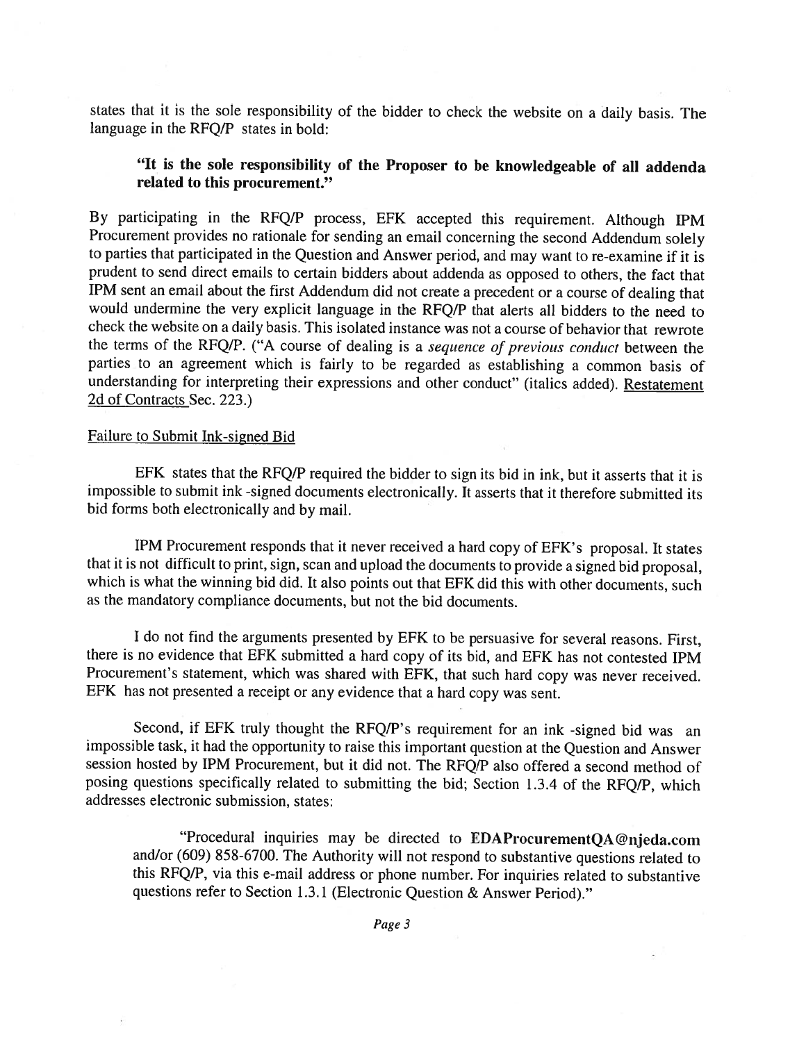states that it is the sole responsibility of the bidder to check the website on a daily basis. The language in the RFQ/P states in bold:

> **"It is the sole responsibility of the Proposer to be knowledgeable of all addenda related to this procurement."**

By participating in the RFQ/P process, EFK accepted this requirement. Although IPM Procurement provides no rationale for sending an email concerning the second Addendum solely to parties that participated in the Question and Answer period, and may want to re-examine if it is prudent to send direct emails to certain bidders about addenda as opposed to others, the fact that IPM sent an email about the first Addendum did not create a precedent or a course of dealing that would undermine the very explicit language in the RFQ/P that alerts all bidders to the need to check the website on a daily basis. This isolated instance was not a course of behavior that rewrote the terms of the RFQ/P. ("A course of dealing is a *sequence of previous conduct* between the parties to an agreement which is fairly to be regarded as establishing a common basis of understanding for interpreting their expressions and other conduct" (italics added). Restatement 2d of Contracts Sec. 223.)

Failure to Submit Ink-signed Bid

EFK states that the RFQ/P required the bidder to sign its bid in ink, but it asserts that it is impossible to submit ink -signed documents electronically. It asserts that it therefore submitted its bid forms both electronically and by mail.

IPM Procurement responds that it never received a hard copy of EFK's proposal. It states that it is not difficult to print, sign, scan and upload the documents to provide a signed bid proposal, which is what the winning bid did. It also points out that EFK did this with other documents, such as the mandatory compliance documents, but not the bid documents.

I do not find the arguments presented by EFK to be persuasive for several reasons. First, there is no evidence that EFK submitted a hard copy of its bid, and EFK has not contested IPM Procurement's statement, which was shared with EFK, that such hard copy was never received. EFK has not presented a receipt or any evidence that a hard copy was sent.

Second, if EFK truly thought the RFQ/P's requirement for an ink -signed bid was an impossible task, it had the opportunity to raise this important question at the Question and Answer session hosted by IPM Procurement, but it did not. The RFQ/P also offered a second method of posing questions specifically related to submitting the bid; Section 1.3.4 of the RFQ/P, which addresses electronic submission, states:

> "Procedural inquiries may be directed to **EDAProcurementQA@njeda.com** and/or (609) 858-6700. The Authority will not respond to substantive questions related to this RFQ/P, via this e-mail address or phone number. For inquiries related to substantive questions refer to Section 1.3.1 (Electronic Question & Answer Period)."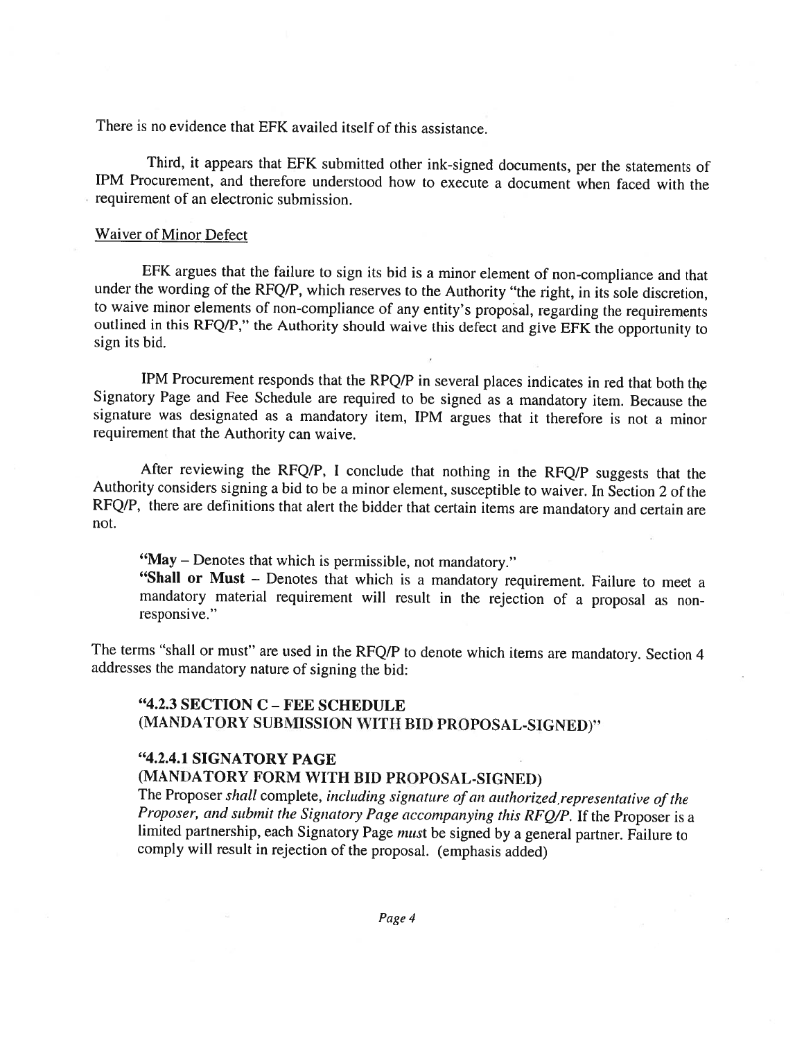There is no evidence that EFK availed itself of this assistance.

Third, it appears that EFK submitted other ink-signed documents, per the statements of IPM Procurement, and therefore understood how to execute a document when faced with the requirement of an electronic submission.

<u>Waiver of Minor Defect</u>

EFK argues that the failure to sign its bid is a minor element of non-compliance and that under the wording of the RFQ/P, which reserves to the Authority "the right, in its sole discretion, to waive minor elements of non-compliance of any entity's proposal, regarding the requirements outlined in this RFQ/P," the Authority should waive this defect and give EFK the opportunity to sign its bid.

IPM Procurement responds that the RPQ/P in several places indicates in red that both the Signatory Page and Fee Schedule are required to be signed as a mandatory item. Because the signature was designated as a mandatory item, IPM argues that it therefore is not a minor requirement that the Authority can waive.

After reviewing the RFQ/P, I conclude that nothing in the RFQ/P suggests that the Authority considers signing a bid to be a minor element, susceptible to waiver. In Section 2 of the RFQ/P, there are definitions that alert the bidder that certain items are mandatory and certain are not.

> "**May** – Denotes that which is permissible, not mandatory."
> "**Shall or Must** – Denotes that which is a mandatory requirement. Failure to meet a mandatory material requirement will result in the rejection of a proposal as non-responsive."

The terms "shall or must" are used in the RFQ/P to denote which items are mandatory. Section 4 addresses the mandatory nature of signing the bid:

> **"4.2.3 SECTION C – FEE SCHEDULE**
> **(MANDATORY SUBMISSION WITH BID PROPOSAL-SIGNED)"**
>
> **"4.2.4.1 SIGNATORY PAGE**
> **(MANDATORY FORM WITH BID PROPOSAL-SIGNED)**
> The Proposer *shall* complete, *including signature of an authorized representative of the Proposer, and submit the Signatory Page accompanying this RFQ/P*. If the Proposer is a limited partnership, each Signatory Page *must* be signed by a general partner. Failure to comply will result in rejection of the proposal. (emphasis added)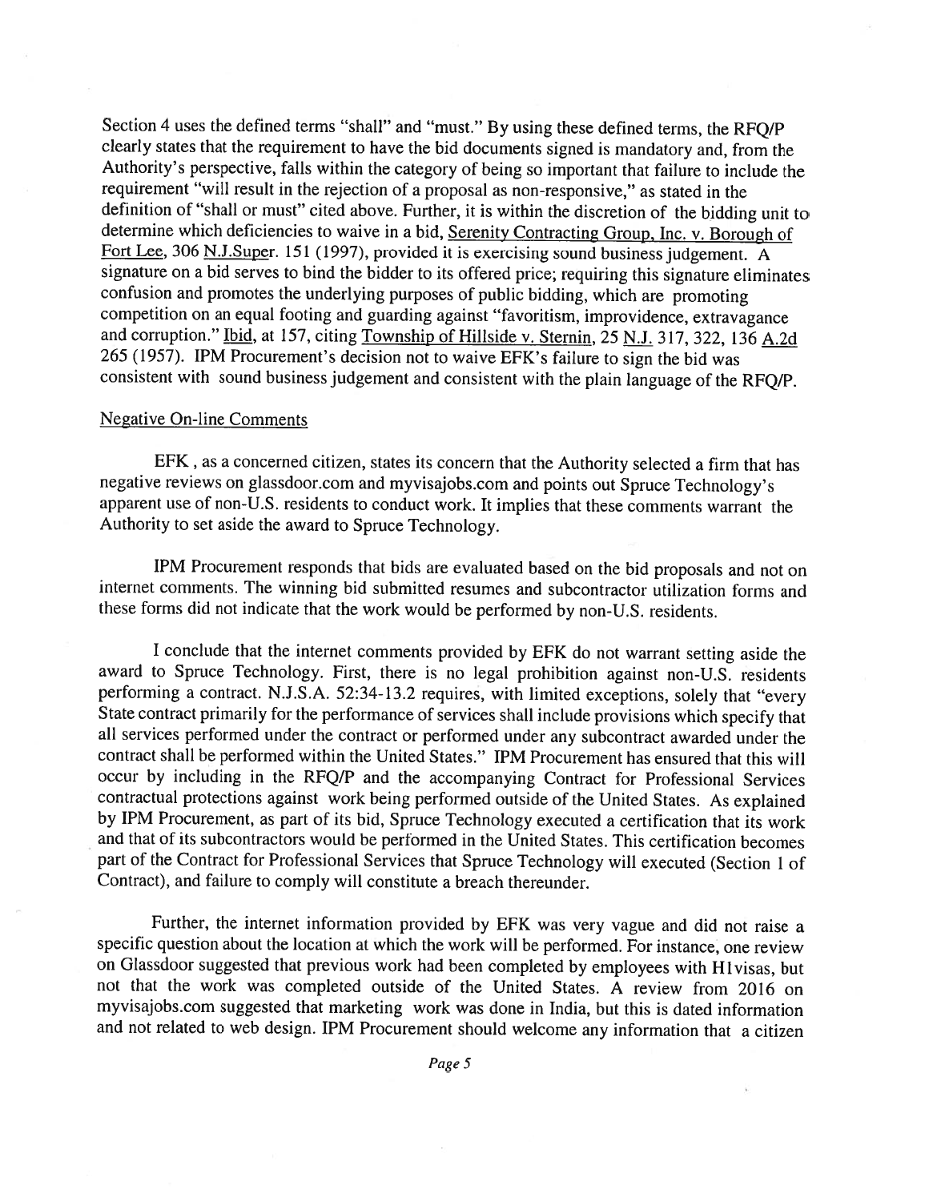Section 4 uses the defined terms "shall" and "must." By using these defined terms, the RFQ/P clearly states that the requirement to have the bid documents signed is mandatory and, from the Authority's perspective, falls within the category of being so important that failure to include the requirement "will result in the rejection of a proposal as non-responsive," as stated in the definition of "shall or must" cited above. Further, it is within the discretion of the bidding unit to determine which deficiencies to waive in a bid, Serenity Contracting Group, Inc. v. Borough of Fort Lee, 306 N.J.Super. 151 (1997), provided it is exercising sound business judgement. A signature on a bid serves to bind the bidder to its offered price; requiring this signature eliminates confusion and promotes the underlying purposes of public bidding, which are promoting competition on an equal footing and guarding against "favoritism, improvidence, extravagance and corruption." Ibid, at 157, citing Township of Hillside v. Sternin, 25 N.J. 317, 322, 136 A.2d 265 (1957). IPM Procurement's decision not to waive EFK's failure to sign the bid was consistent with sound business judgement and consistent with the plain language of the RFQ/P.

Negative On-line Comments

EFK , as a concerned citizen, states its concern that the Authority selected a firm that has negative reviews on glassdoor.com and myvisajobs.com and points out Spruce Technology's apparent use of non-U.S. residents to conduct work. It implies that these comments warrant the Authority to set aside the award to Spruce Technology.

IPM Procurement responds that bids are evaluated based on the bid proposals and not on internet comments. The winning bid submitted resumes and subcontractor utilization forms and these forms did not indicate that the work would be performed by non-U.S. residents.

I conclude that the internet comments provided by EFK do not warrant setting aside the award to Spruce Technology. First, there is no legal prohibition against non-U.S. residents performing a contract. N.J.S.A. 52:34-13.2 requires, with limited exceptions, solely that "every State contract primarily for the performance of services shall include provisions which specify that all services performed under the contract or performed under any subcontract awarded under the contract shall be performed within the United States." IPM Procurement has ensured that this will occur by including in the RFQ/P and the accompanying Contract for Professional Services contractual protections against work being performed outside of the United States. As explained by IPM Procurement, as part of its bid, Spruce Technology executed a certification that its work and that of its subcontractors would be performed in the United States. This certification becomes part of the Contract for Professional Services that Spruce Technology will executed (Section 1 of Contract), and failure to comply will constitute a breach thereunder.

Further, the internet information provided by EFK was very vague and did not raise a specific question about the location at which the work will be performed. For instance, one review on Glassdoor suggested that previous work had been completed by employees with H1visas, but not that the work was completed outside of the United States. A review from 2016 on myvisajobs.com suggested that marketing work was done in India, but this is dated information and not related to web design. IPM Procurement should welcome any information that a citizen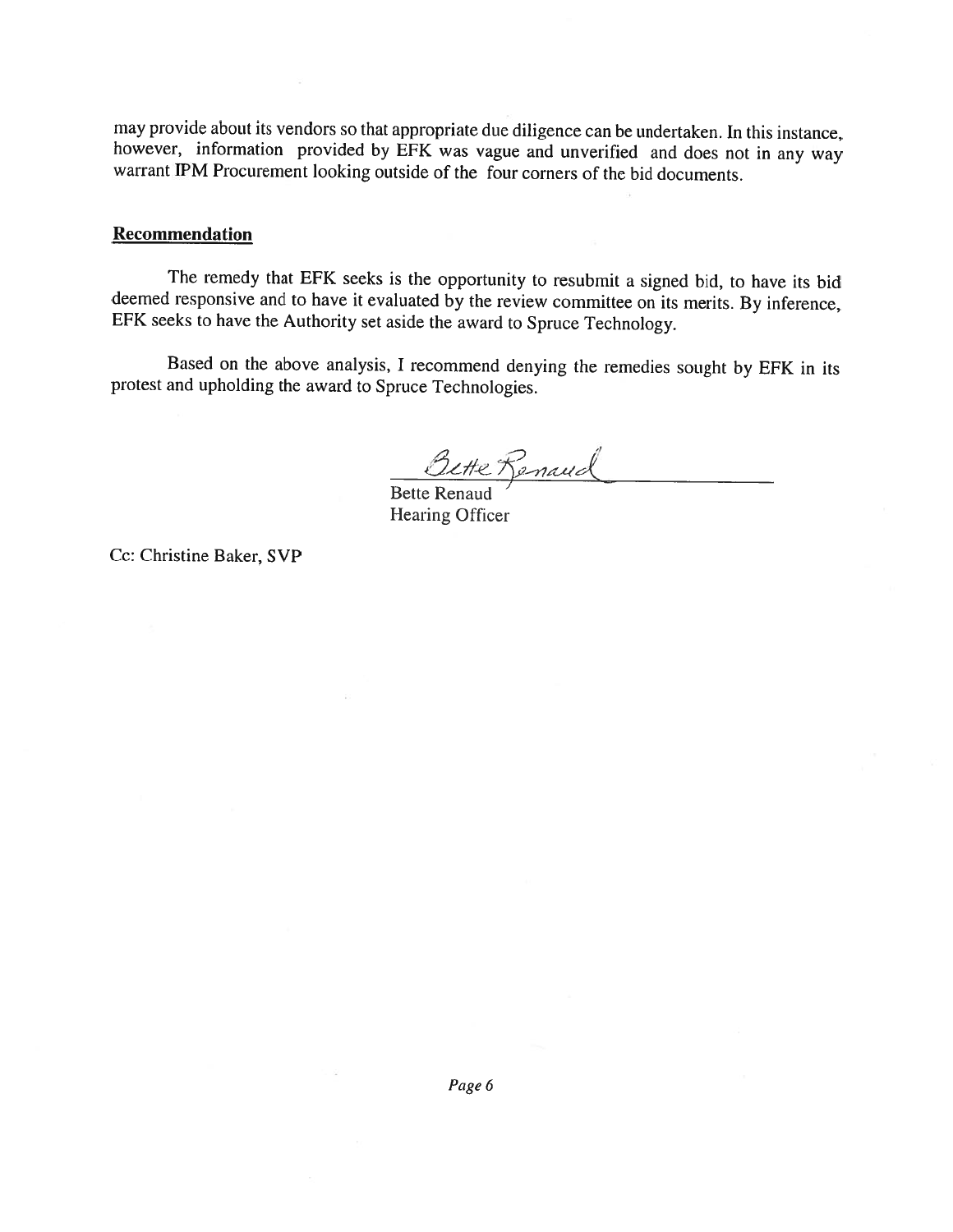may provide about its vendors so that appropriate due diligence can be undertaken. In this instance, however, information provided by EFK was vague and unverified and does not in any way warrant IPM Procurement looking outside of the four corners of the bid documents.

**Recommendation**

The remedy that EFK seeks is the opportunity to resubmit a signed bid, to have its bid deemed responsive and to have it evaluated by the review committee on its merits. By inference, EFK seeks to have the Authority set aside the award to Spruce Technology.

Based on the above analysis, I recommend denying the remedies sought by EFK in its protest and upholding the award to Spruce Technologies.

Bette Renaud

Bette Renaud
Hearing Officer

Cc: Christine Baker, SVP